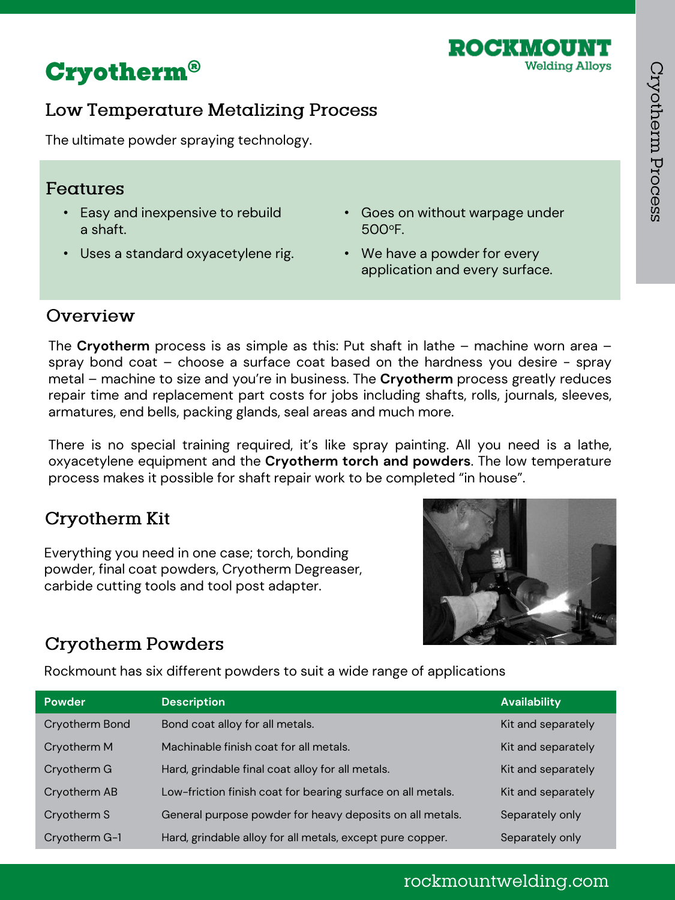# Cryotherm®

ROCKMOUNT
Welding Alloys

## Low Temperature Metalizing Process

The ultimate powder spraying technology.

### Features

- Easy and inexpensive to rebuild a shaft.
- Uses a standard oxyacetylene rig.
- Goes on without warpage under 500ºF.
- We have a powder for every application and every surface.

### Overview

The **Cryotherm** process is as simple as this: Put shaft in lathe – machine worn area – spray bond coat – choose a surface coat based on the hardness you desire - spray metal – machine to size and you're in business. The **Cryotherm** process greatly reduces repair time and replacement part costs for jobs including shafts, rolls, journals, sleeves, armatures, end bells, packing glands, seal areas and much more.

There is no special training required, it's like spray painting. All you need is a lathe, oxyacetylene equipment and the **Cryotherm torch and powders**. The low temperature process makes it possible for shaft repair work to be completed "in house".

### Cryotherm Kit

Everything you need in one case; torch, bonding powder, final coat powders, Cryotherm Degreaser, carbide cutting tools and tool post adapter.

### Cryotherm Powders

Rockmount has six different powders to suit a wide range of applications

| Powder | Description | Availability |
| --- | --- | --- |
| Cryotherm Bond | Bond coat alloy for all metals. | Kit and separately |
| Cryotherm M | Machinable finish coat for all metals. | Kit and separately |
| Cryotherm G | Hard, grindable final coat alloy for all metals. | Kit and separately |
| Cryotherm AB | Low-friction finish coat for bearing surface on all metals. | Kit and separately |
| Cryotherm S | General purpose powder for heavy deposits on all metals. | Separately only |
| Cryotherm G-1 | Hard, grindable alloy for all metals, except pure copper. | Separately only |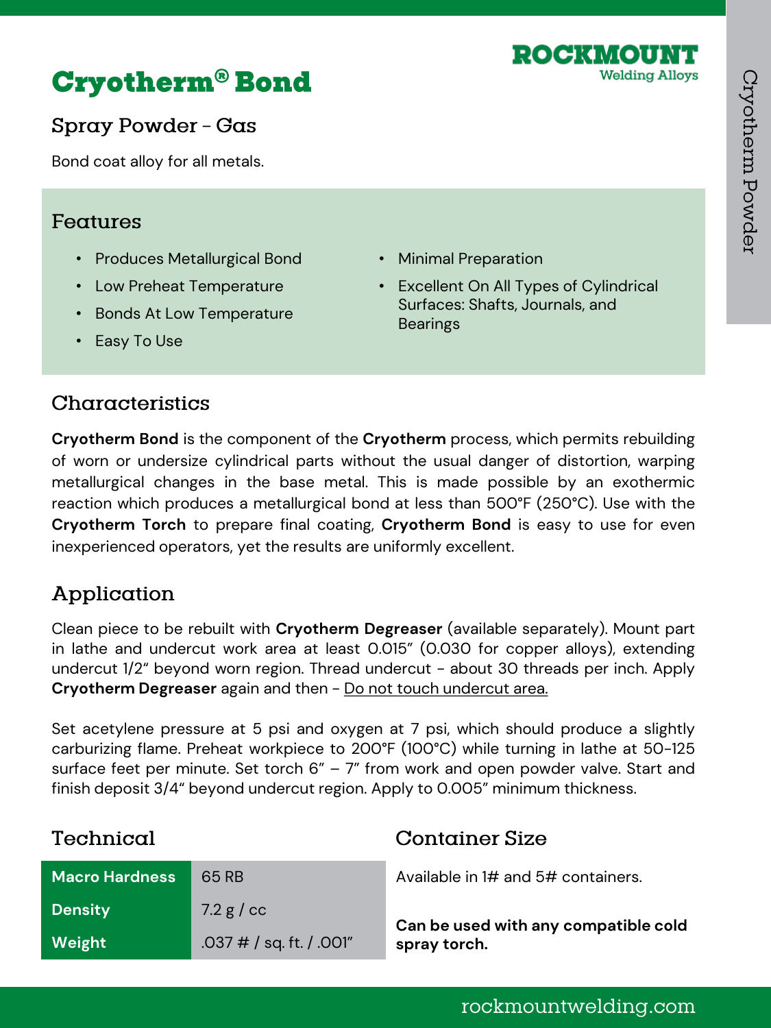# Cryotherm® Bond

ROCKMOUNT
Welding Alloys

## Spray Powder - Gas

Bond coat alloy for all metals.

### Features

- Produces Metallurgical Bond
- Low Preheat Temperature
- Bonds At Low Temperature
- Easy To Use
- Minimal Preparation
- Excellent On All Types of Cylindrical Surfaces: Shafts, Journals, and Bearings

### Characteristics

**Cryotherm Bond** is the component of the **Cryotherm** process, which permits rebuilding of worn or undersize cylindrical parts without the usual danger of distortion, warping metallurgical changes in the base metal. This is made possible by an exothermic reaction which produces a metallurgical bond at less than 500°F (250°C). Use with the **Cryotherm Torch** to prepare final coating, **Cryotherm Bond** is easy to use for even inexperienced operators, yet the results are uniformly excellent.

### Application

Clean piece to be rebuilt with **Cryotherm Degreaser** (available separately). Mount part in lathe and undercut work area at least 0.015" (0.030 for copper alloys), extending undercut 1/2" beyond worn region. Thread undercut - about 30 threads per inch. Apply **Cryotherm Degreaser** again and then - <u>Do not touch undercut area.</u>

Set acetylene pressure at 5 psi and oxygen at 7 psi, which should produce a slightly carburizing flame. Preheat workpiece to 200°F (100°C) while turning in lathe at 50-125 surface feet per minute. Set torch 6" – 7" from work and open powder valve. Start and finish deposit 3/4" beyond undercut region. Apply to 0.005" minimum thickness.

### Technical

| Property | Value |
|---|---|
| Macro Hardness | 65 RB |
| Density | 7.2 g / cc |
| Weight | .037 # / sq. ft. / .001" |

### Container Size

Available in 1# and 5# containers.

**Can be used with any compatible cold spray torch.**

Cryotherm Powder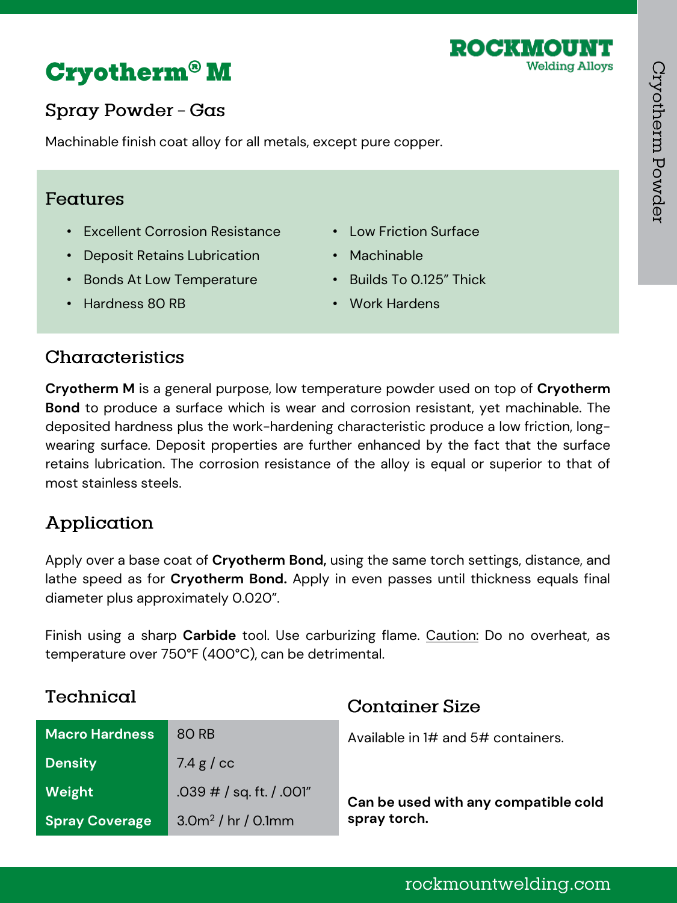# Cryotherm® M

ROCKMOUNT Welding Alloys

## Spray Powder - Gas

Machinable finish coat alloy for all metals, except pure copper.

### Features

- Excellent Corrosion Resistance
- Deposit Retains Lubrication
- Bonds At Low Temperature
- Hardness 80 RB
- Low Friction Surface
- Machinable
- Builds To 0.125" Thick
- Work Hardens

### Characteristics

**Cryotherm M** is a general purpose, low temperature powder used on top of **Cryotherm Bond** to produce a surface which is wear and corrosion resistant, yet machinable. The deposited hardness plus the work-hardening characteristic produce a low friction, long-wearing surface. Deposit properties are further enhanced by the fact that the surface retains lubrication. The corrosion resistance of the alloy is equal or superior to that of most stainless steels.

### Application

Apply over a base coat of **Cryotherm Bond,** using the same torch settings, distance, and lathe speed as for **Cryotherm Bond.** Apply in even passes until thickness equals final diameter plus approximately 0.020".

Finish using a sharp **Carbide** tool. Use carburizing flame. Caution: Do no overheat, as temperature over 750°F (400°C), can be detrimental.

### Technical

| | |
|---|---|
| **Macro Hardness** | 80 RB |
| **Density** | 7.4 g / cc |
| **Weight** | .039 # / sq. ft. / .001" |
| **Spray Coverage** | 3.0m$^2$ / hr / 0.1mm |

### Container Size

Available in 1# and 5# containers.

**Can be used with any compatible cold spray torch.**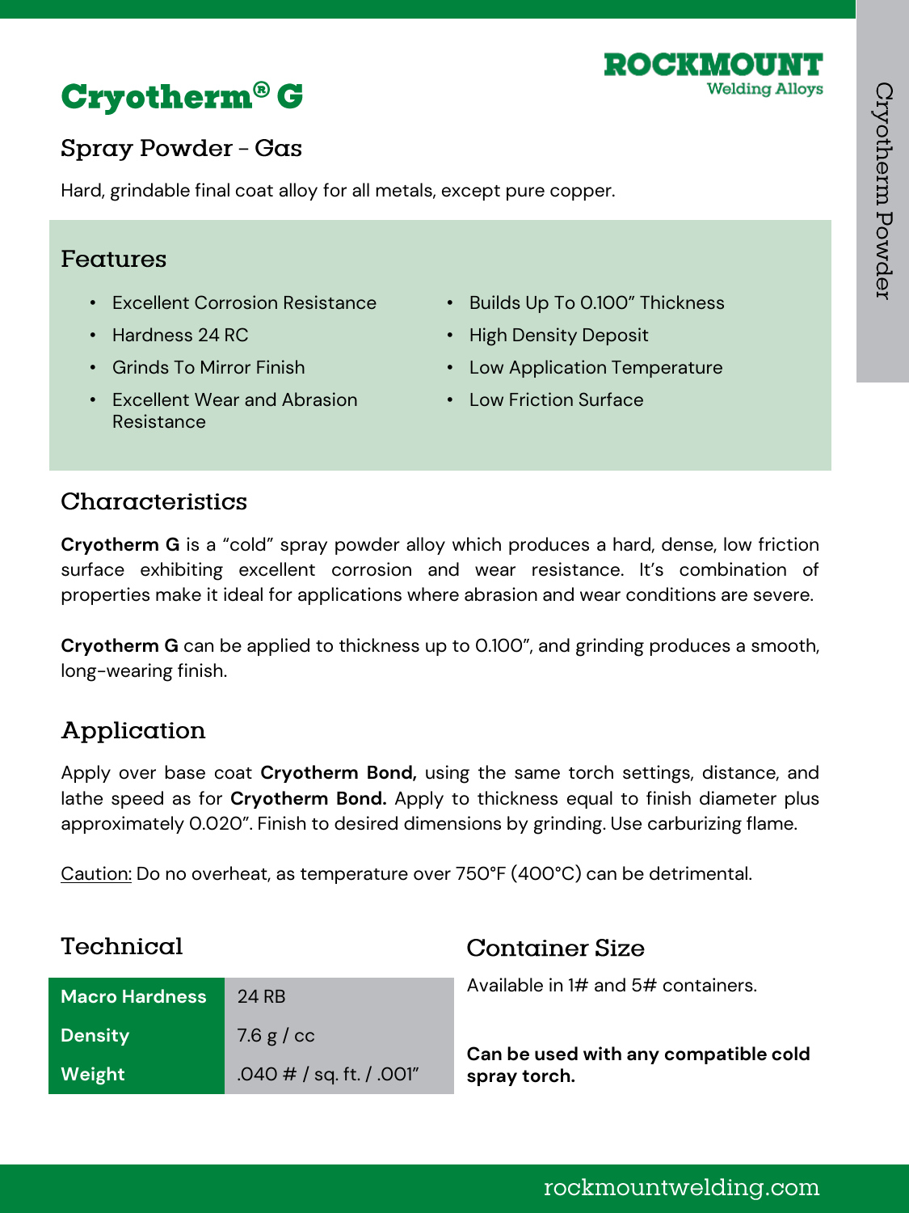# Cryotherm® G

ROCKMOUNT
Welding Alloys

## Spray Powder - Gas

Hard, grindable final coat alloy for all metals, except pure copper.

### Features

- Excellent Corrosion Resistance
- Hardness 24 RC
- Grinds To Mirror Finish
- Excellent Wear and Abrasion Resistance
- Builds Up To 0.100” Thickness
- High Density Deposit
- Low Application Temperature
- Low Friction Surface

### Characteristics

**Cryotherm G** is a “cold” spray powder alloy which produces a hard, dense, low friction surface exhibiting excellent corrosion and wear resistance. It’s combination of properties make it ideal for applications where abrasion and wear conditions are severe.

**Cryotherm G** can be applied to thickness up to 0.100”, and grinding produces a smooth, long-wearing finish.

### Application

Apply over base coat **Cryotherm Bond,** using the same torch settings, distance, and lathe speed as for **Cryotherm Bond.** Apply to thickness equal to finish diameter plus approximately 0.020”. Finish to desired dimensions by grinding. Use carburizing flame.

Caution: Do no overheat, as temperature over 750°F (400°C) can be detrimental.

### Technical

| | |
|---|---|
| **Macro Hardness** | 24 RB |
| **Density** | 7.6 g / cc |
| **Weight** | .040 # / sq. ft. / .001” |

### Container Size

Available in 1# and 5# containers.

**Can be used with any compatible cold spray torch.**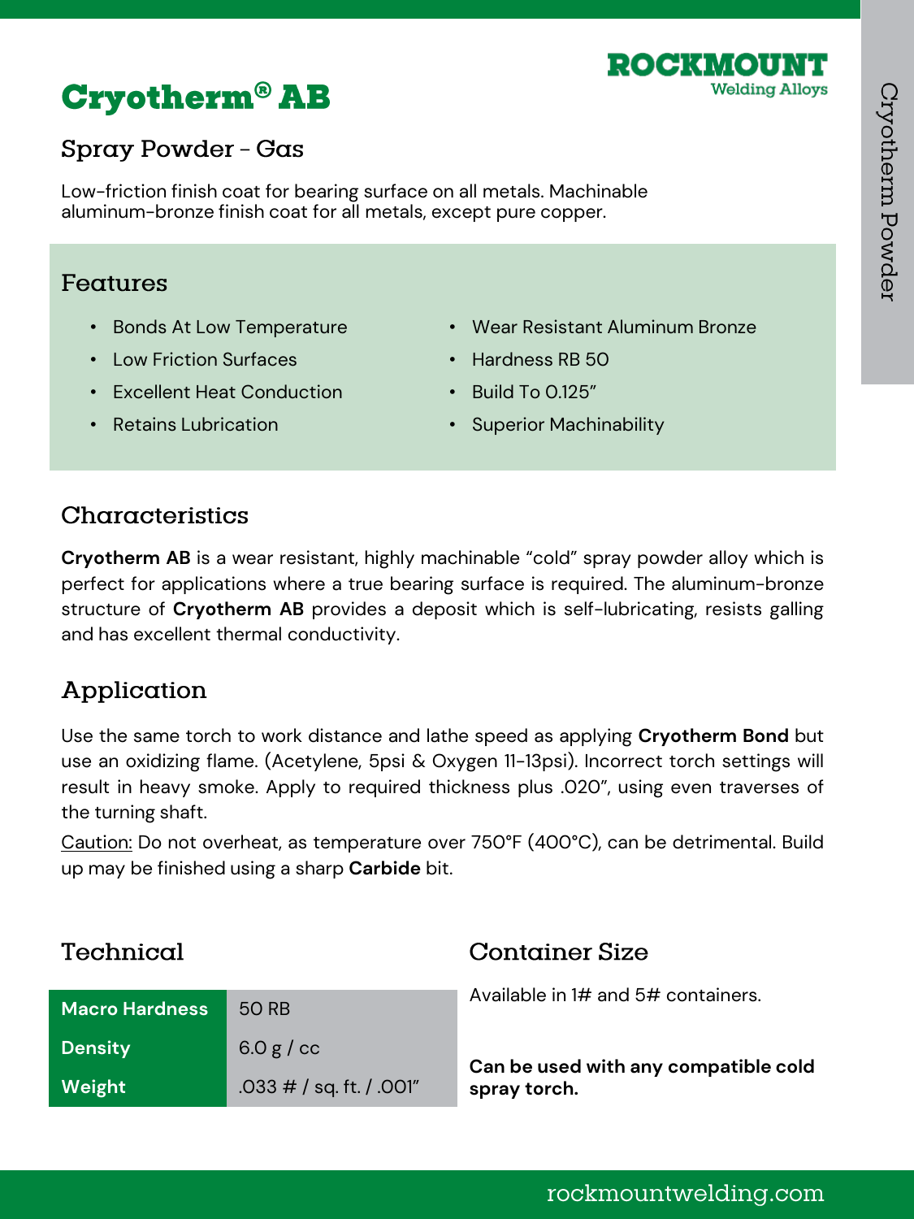ROCKMOUNT
Welding Alloys

# Cryotherm® AB

## Spray Powder - Gas

Low-friction finish coat for bearing surface on all metals. Machinable aluminum-bronze finish coat for all metals, except pure copper.

## Features

- Bonds At Low Temperature
- Low Friction Surfaces
- Excellent Heat Conduction
- Retains Lubrication
- Wear Resistant Aluminum Bronze
- Hardness RB 50
- Build To 0.125"
- Superior Machinability

## Characteristics

**Cryotherm AB** is a wear resistant, highly machinable "cold" spray powder alloy which is perfect for applications where a true bearing surface is required. The aluminum-bronze structure of **Cryotherm AB** provides a deposit which is self-lubricating, resists galling and has excellent thermal conductivity.

## Application

Use the same torch to work distance and lathe speed as applying **Cryotherm Bond** but use an oxidizing flame. (Acetylene, 5psi & Oxygen 11-13psi). Incorrect torch settings will result in heavy smoke. Apply to required thickness plus .020", using even traverses of the turning shaft.

Caution: Do not overheat, as temperature over 750°F (400°C), can be detrimental. Build up may be finished using a sharp **Carbide** bit.

## Technical

| | |
|---|---|
| **Macro Hardness** | 50 RB |
| **Density** | 6.0 g / cc |
| **Weight** | .033 # / sq. ft. / .001" |

## Container Size

Available in 1# and 5# containers.

**Can be used with any compatible cold spray torch.**

rockmountwelding.com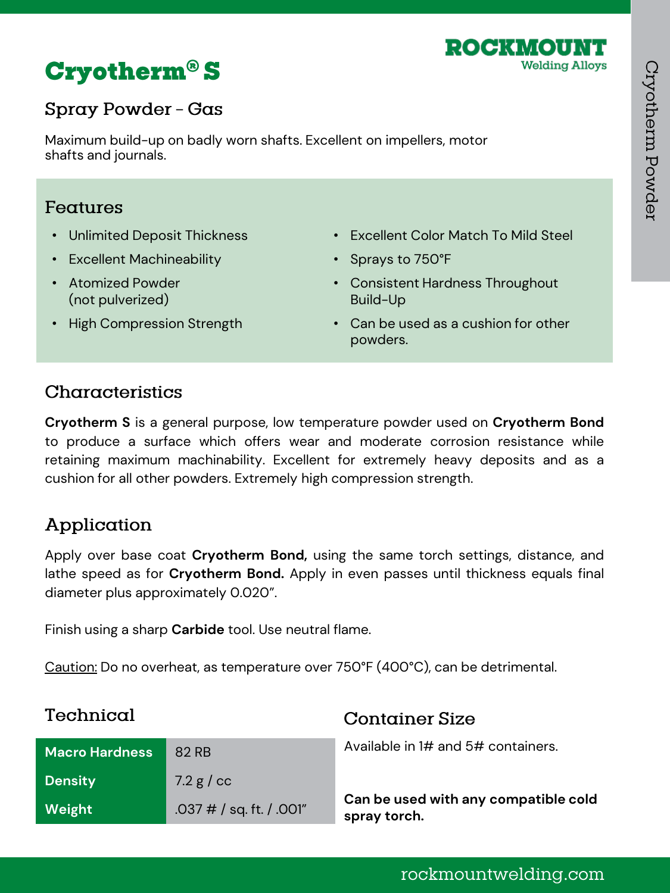# Cryotherm® S

ROCKMOUNT Welding Alloys

## Spray Powder - Gas

Maximum build-up on badly worn shafts. Excellent on impellers, motor shafts and journals.

## Features

- Unlimited Deposit Thickness
- Excellent Machineability
- Atomized Powder (not pulverized)
- High Compression Strength
- Excellent Color Match To Mild Steel
- Sprays to 750°F
- Consistent Hardness Throughout Build-Up
- Can be used as a cushion for other powders.

## Characteristics

**Cryotherm S** is a general purpose, low temperature powder used on **Cryotherm Bond** to produce a surface which offers wear and moderate corrosion resistance while retaining maximum machinability. Excellent for extremely heavy deposits and as a cushion for all other powders. Extremely high compression strength.

## Application

Apply over base coat **Cryotherm Bond,** using the same torch settings, distance, and lathe speed as for **Cryotherm Bond.** Apply in even passes until thickness equals final diameter plus approximately 0.020".

Finish using a sharp **Carbide** tool. Use neutral flame.

Caution: Do no overheat, as temperature over 750°F (400°C), can be detrimental.

## Technical

| | |
|---|---|
| **Macro Hardness** | 82 RB |
| **Density** | 7.2 g / cc |
| **Weight** | .037 # / sq. ft. / .001" |

## Container Size

Available in 1# and 5# containers.

**Can be used with any compatible cold spray torch.**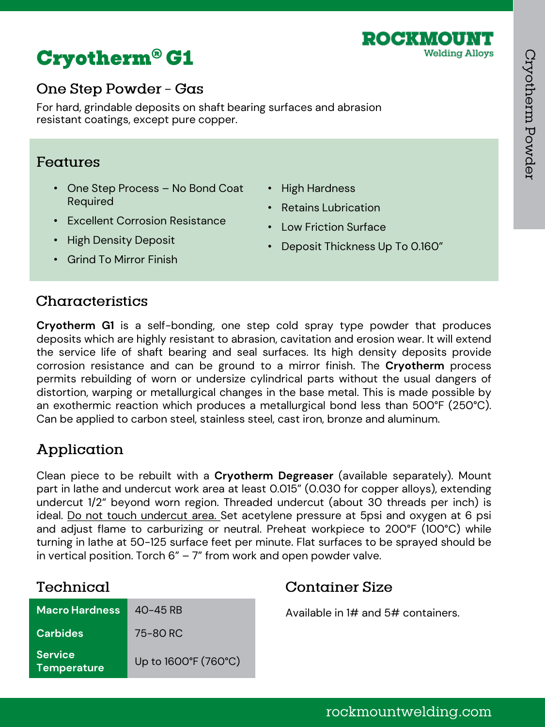# Cryotherm® G1

ROCKMOUNT
Welding Alloys

Cryotherm Powder

## One Step Powder - Gas

For hard, grindable deposits on shaft bearing surfaces and abrasion resistant coatings, except pure copper.

## Features

- One Step Process – No Bond Coat Required
- Excellent Corrosion Resistance
- High Density Deposit
- Grind To Mirror Finish
- High Hardness
- Retains Lubrication
- Low Friction Surface
- Deposit Thickness Up To 0.160"

## Characteristics

**Cryotherm G1** is a self-bonding, one step cold spray type powder that produces deposits which are highly resistant to abrasion, cavitation and erosion wear. It will extend the service life of shaft bearing and seal surfaces. Its high density deposits provide corrosion resistance and can be ground to a mirror finish. The **Cryotherm** process permits rebuilding of worn or undersize cylindrical parts without the usual dangers of distortion, warping or metallurgical changes in the base metal. This is made possible by an exothermic reaction which produces a metallurgical bond less than 500°F (250°C). Can be applied to carbon steel, stainless steel, cast iron, bronze and aluminum.

## Application

Clean piece to be rebuilt with a **Cryotherm Degreaser** (available separately). Mount part in lathe and undercut work area at least 0.015" (0.030 for copper alloys), extending undercut 1/2" beyond worn region. Threaded undercut (about 30 threads per inch) is ideal. Do not touch undercut area. Set acetylene pressure at 5psi and oxygen at 6 psi and adjust flame to carburizing or neutral. Preheat workpiece to 200°F (100°C) while turning in lathe at 50-125 surface feet per minute. Flat surfaces to be sprayed should be in vertical position. Torch 6" – 7" from work and open powder valve.

## Technical

| | |
|---|---|
| **Macro Hardness** | 40-45 RB |
| **Carbides** | 75-80 RC |
| **Service Temperature** | Up to 1600°F (760°C) |

## Container Size

Available in 1# and 5# containers.

rockmountwelding.com